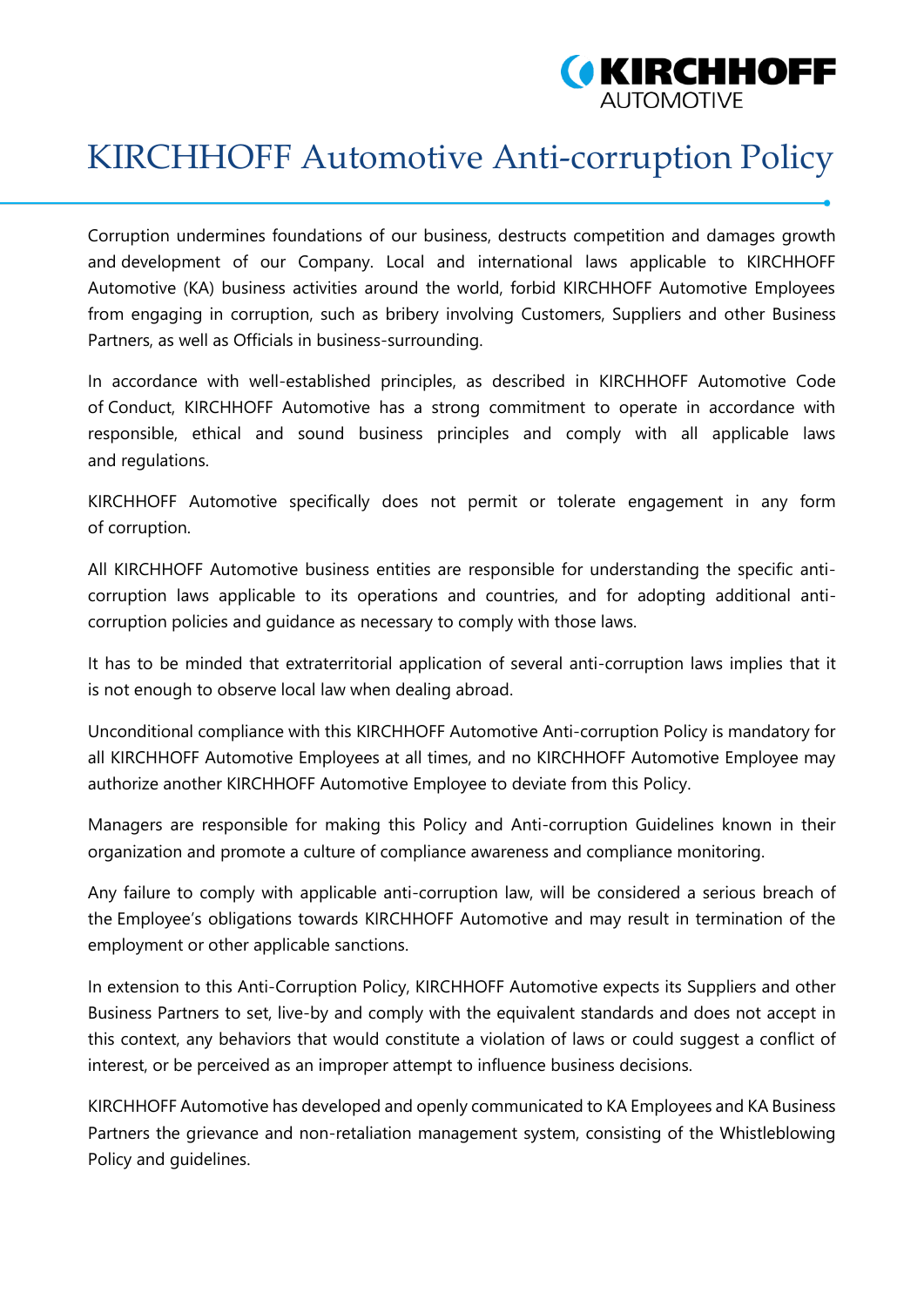# KIRCHHOFF Automotive Anti-corruption Policy

Corruption undermines foundations of our business, destructs competition and damages growth and development of our Company. Local and international laws applicable to KIRCHHOFF Automotive (KA) business activities around the world, forbid KIRCHHOFF Automotive Employees from engaging in corruption, such as bribery involving Customers, Suppliers and other Business Partners, as well as Officials in business-surrounding.

In accordance with well-established principles, as described in KIRCHHOFF Automotive Code of Conduct, KIRCHHOFF Automotive has a strong commitment to operate in accordance with responsible, ethical and sound business principles and comply with all applicable laws and regulations.

KIRCHHOFF Automotive specifically does not permit or tolerate engagement in any form of corruption.

All KIRCHHOFF Automotive business entities are responsible for understanding the specific anti-corruption laws applicable to its operations and countries, and for adopting additional anti-corruption policies and guidance as necessary to comply with those laws.

It has to be minded that extraterritorial application of several anti-corruption laws implies that it is not enough to observe local law when dealing abroad.

Unconditional compliance with this KIRCHHOFF Automotive Anti-corruption Policy is mandatory for all KIRCHHOFF Automotive Employees at all times, and no KIRCHHOFF Automotive Employee may authorize another KIRCHHOFF Automotive Employee to deviate from this Policy.

Managers are responsible for making this Policy and Anti-corruption Guidelines known in their organization and promote a culture of compliance awareness and compliance monitoring.

Any failure to comply with applicable anti-corruption law, will be considered a serious breach of the Employee's obligations towards KIRCHHOFF Automotive and may result in termination of the employment or other applicable sanctions.

In extension to this Anti-Corruption Policy, KIRCHHOFF Automotive expects its Suppliers and other Business Partners to set, live-by and comply with the equivalent standards and does not accept in this context, any behaviors that would constitute a violation of laws or could suggest a conflict of interest, or be perceived as an improper attempt to influence business decisions.

KIRCHHOFF Automotive has developed and openly communicated to KA Employees and KA Business Partners the grievance and non-retaliation management system, consisting of the Whistleblowing Policy and guidelines.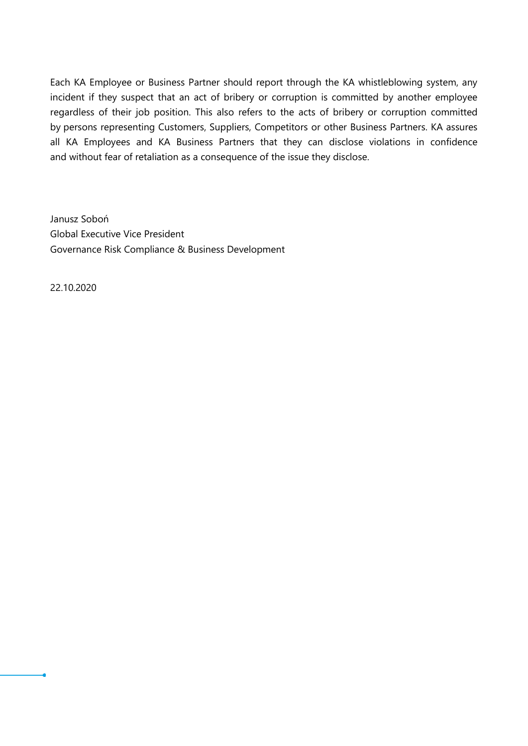Each KA Employee or Business Partner should report through the KA whistleblowing system, any incident if they suspect that an act of bribery or corruption is committed by another employee regardless of their job position. This also refers to the acts of bribery or corruption committed by persons representing Customers, Suppliers, Competitors or other Business Partners. KA assures all KA Employees and KA Business Partners that they can disclose violations in confidence and without fear of retaliation as a consequence of the issue they disclose.

Janusz Soboń
Global Executive Vice President
Governance Risk Compliance & Business Development

22.10.2020